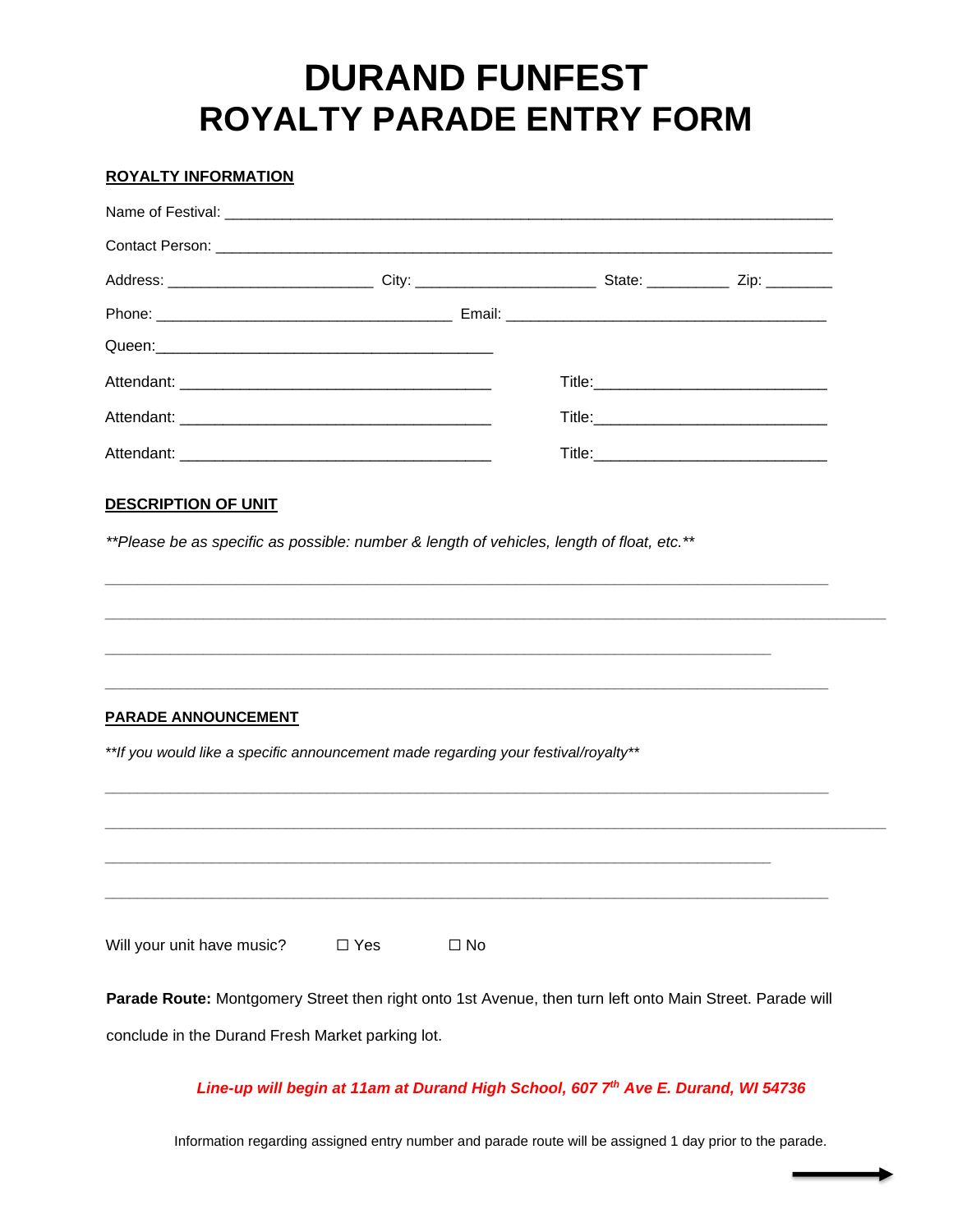# DURAND FUNFEST
# ROYALTY PARADE ENTRY FORM

**ROYALTY INFORMATION**

Name of Festival: ______________________________________________________________________

Contact Person: ______________________________________________________________________

Address: ________________________ City: _____________________ State: __________ Zip: ________

Phone: ___________________________________ Email: _____________________________________

Queen:________________________________________

Attendant: ____________________________________ Title:___________________________

Attendant: ____________________________________ Title:___________________________

Attendant: ____________________________________ Title:___________________________

**DESCRIPTION OF UNIT**

*\*\*Please be as specific as possible: number & length of vehicles, length of float, etc.\*\**

______________________________________________________________________________________

______________________________________________________________________________________

______________________________________________________________________________________

______________________________________________________________________________________

**PARADE ANNOUNCEMENT**

*\*\*If you would like a specific announcement made regarding your festival/royalty\*\**

______________________________________________________________________________________

______________________________________________________________________________________

______________________________________________________________________________________

______________________________________________________________________________________

Will your unit have music? ☐ Yes ☐ No

**Parade Route:** Montgomery Street then right onto 1st Avenue, then turn left onto Main Street. Parade will conclude in the Durand Fresh Market parking lot.

***Line-up will begin at 11am at Durand High School, 607 7th Ave E. Durand, WI 54736***

Information regarding assigned entry number and parade route will be assigned 1 day prior to the parade.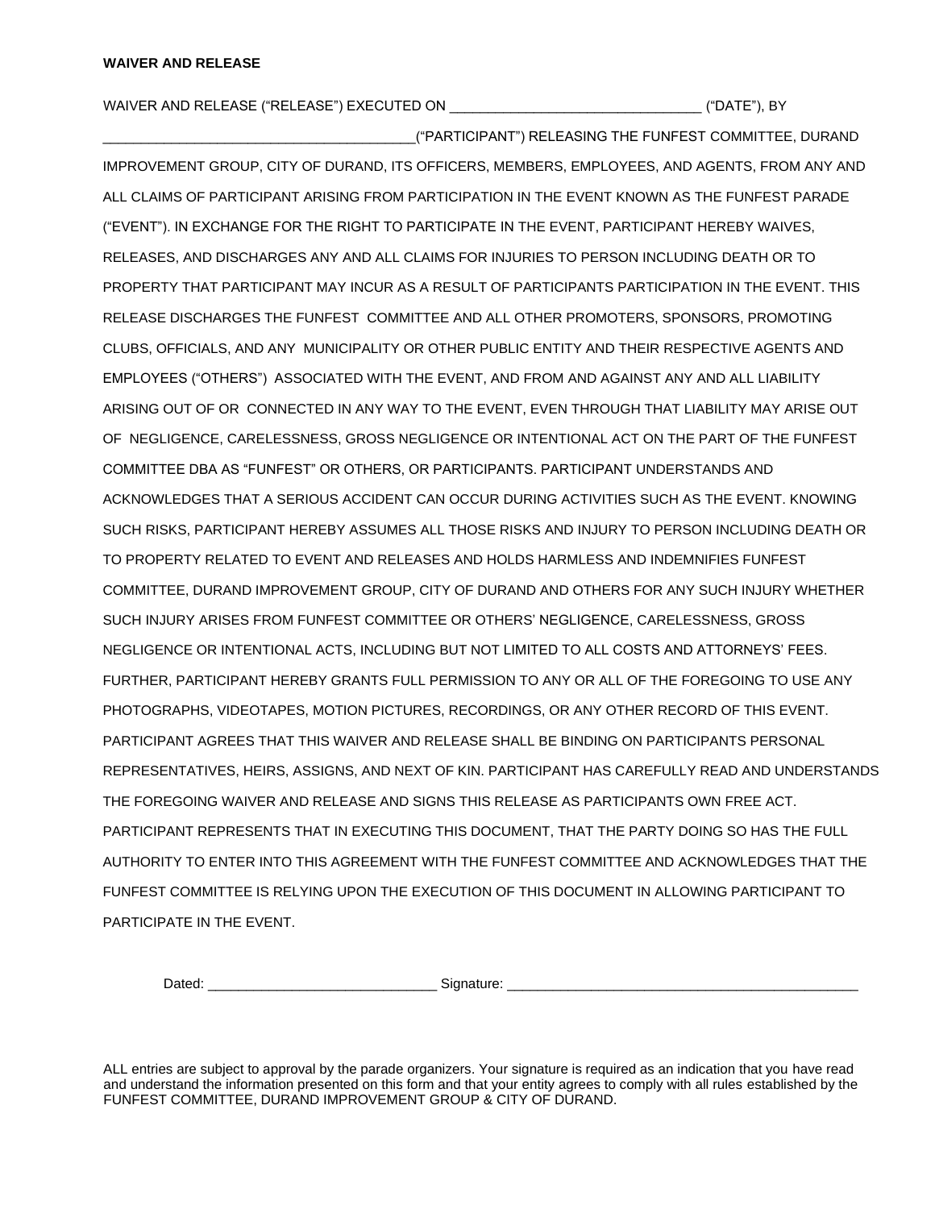**WAIVER AND RELEASE**

WAIVER AND RELEASE ("RELEASE") EXECUTED ON _______________________________ ("DATE"), BY _______________________________________("PARTICIPANT") RELEASING THE FUNFEST COMMITTEE, DURAND IMPROVEMENT GROUP, CITY OF DURAND, ITS OFFICERS, MEMBERS, EMPLOYEES, AND AGENTS, FROM ANY AND ALL CLAIMS OF PARTICIPANT ARISING FROM PARTICIPATION IN THE EVENT KNOWN AS THE FUNFEST PARADE ("EVENT"). IN EXCHANGE FOR THE RIGHT TO PARTICIPATE IN THE EVENT, PARTICIPANT HEREBY WAIVES, RELEASES, AND DISCHARGES ANY AND ALL CLAIMS FOR INJURIES TO PERSON INCLUDING DEATH OR TO PROPERTY THAT PARTICIPANT MAY INCUR AS A RESULT OF PARTICIPANTS PARTICIPATION IN THE EVENT. THIS RELEASE DISCHARGES THE FUNFEST COMMITTEE AND ALL OTHER PROMOTERS, SPONSORS, PROMOTING CLUBS, OFFICIALS, AND ANY MUNICIPALITY OR OTHER PUBLIC ENTITY AND THEIR RESPECTIVE AGENTS AND EMPLOYEES ("OTHERS") ASSOCIATED WITH THE EVENT, AND FROM AND AGAINST ANY AND ALL LIABILITY ARISING OUT OF OR CONNECTED IN ANY WAY TO THE EVENT, EVEN THROUGH THAT LIABILITY MAY ARISE OUT OF NEGLIGENCE, CARELESSNESS, GROSS NEGLIGENCE OR INTENTIONAL ACT ON THE PART OF THE FUNFEST COMMITTEE DBA AS "FUNFEST" OR OTHERS, OR PARTICIPANTS. PARTICIPANT UNDERSTANDS AND ACKNOWLEDGES THAT A SERIOUS ACCIDENT CAN OCCUR DURING ACTIVITIES SUCH AS THE EVENT. KNOWING SUCH RISKS, PARTICIPANT HEREBY ASSUMES ALL THOSE RISKS AND INJURY TO PERSON INCLUDING DEATH OR TO PROPERTY RELATED TO EVENT AND RELEASES AND HOLDS HARMLESS AND INDEMNIFIES FUNFEST COMMITTEE, DURAND IMPROVEMENT GROUP, CITY OF DURAND AND OTHERS FOR ANY SUCH INJURY WHETHER SUCH INJURY ARISES FROM FUNFEST COMMITTEE OR OTHERS' NEGLIGENCE, CARELESSNESS, GROSS NEGLIGENCE OR INTENTIONAL ACTS, INCLUDING BUT NOT LIMITED TO ALL COSTS AND ATTORNEYS' FEES. FURTHER, PARTICIPANT HEREBY GRANTS FULL PERMISSION TO ANY OR ALL OF THE FOREGOING TO USE ANY PHOTOGRAPHS, VIDEOTAPES, MOTION PICTURES, RECORDINGS, OR ANY OTHER RECORD OF THIS EVENT. PARTICIPANT AGREES THAT THIS WAIVER AND RELEASE SHALL BE BINDING ON PARTICIPANTS PERSONAL REPRESENTATIVES, HEIRS, ASSIGNS, AND NEXT OF KIN. PARTICIPANT HAS CAREFULLY READ AND UNDERSTANDS THE FOREGOING WAIVER AND RELEASE AND SIGNS THIS RELEASE AS PARTICIPANTS OWN FREE ACT. PARTICIPANT REPRESENTS THAT IN EXECUTING THIS DOCUMENT, THAT THE PARTY DOING SO HAS THE FULL AUTHORITY TO ENTER INTO THIS AGREEMENT WITH THE FUNFEST COMMITTEE AND ACKNOWLEDGES THAT THE FUNFEST COMMITTEE IS RELYING UPON THE EXECUTION OF THIS DOCUMENT IN ALLOWING PARTICIPANT TO PARTICIPATE IN THE EVENT.

Dated: _____________________________ Signature: _______________________________________________

ALL entries are subject to approval by the parade organizers. Your signature is required as an indication that you have read and understand the information presented on this form and that your entity agrees to comply with all rules established by the FUNFEST COMMITTEE, DURAND IMPROVEMENT GROUP & CITY OF DURAND.